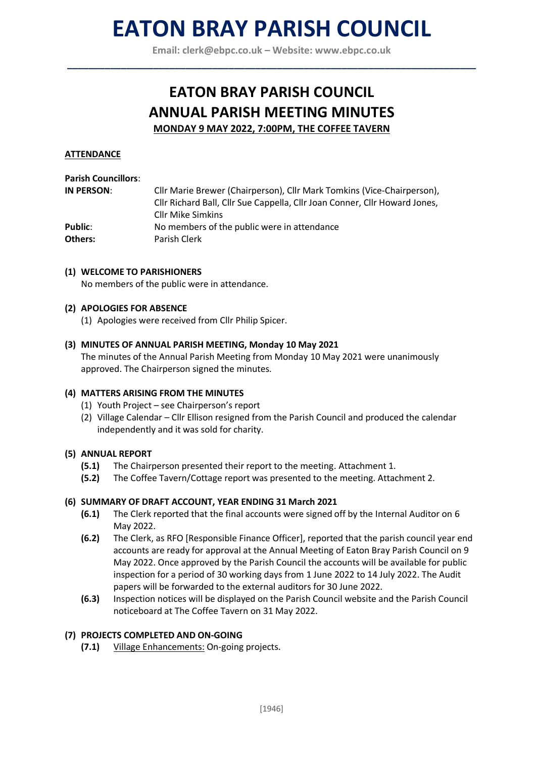# EATON BRAY PARISH COUNCIL

**Email: clerk@ebpc.co.uk – Website: www.ebpc.co.uk**

---

## EATON BRAY PARISH COUNCIL
## ANNUAL PARISH MEETING MINUTES

**MONDAY 9 MAY 2022, 7:00PM, THE COFFEE TAVERN**

**ATTENDANCE**

**Parish Councillors**:

| | |
|---|---|
| **IN PERSON**: | Cllr Marie Brewer (Chairperson), Cllr Mark Tomkins (Vice-Chairperson), Cllr Richard Ball, Cllr Sue Cappella, Cllr Joan Conner, Cllr Howard Jones, Cllr Mike Simkins |
| **Public**: | No members of the public were in attendance |
| **Others:** | Parish Clerk |

**(1) WELCOME TO PARISHIONERS**

No members of the public were in attendance.

**(2) APOLOGIES FOR ABSENCE**

(1) Apologies were received from Cllr Philip Spicer.

**(3) MINUTES OF ANNUAL PARISH MEETING, Monday 10 May 2021**

The minutes of the Annual Parish Meeting from Monday 10 May 2021 were unanimously approved. The Chairperson signed the minutes.

**(4) MATTERS ARISING FROM THE MINUTES**

(1) Youth Project – see Chairperson's report

(2) Village Calendar – Cllr Ellison resigned from the Parish Council and produced the calendar independently and it was sold for charity.

**(5) ANNUAL REPORT**

**(5.1)** The Chairperson presented their report to the meeting. Attachment 1.

**(5.2)** The Coffee Tavern/Cottage report was presented to the meeting. Attachment 2.

**(6) SUMMARY OF DRAFT ACCOUNT, YEAR ENDING 31 March 2021**

**(6.1)** The Clerk reported that the final accounts were signed off by the Internal Auditor on 6 May 2022.

**(6.2)** The Clerk, as RFO [Responsible Finance Officer], reported that the parish council year end accounts are ready for approval at the Annual Meeting of Eaton Bray Parish Council on 9 May 2022. Once approved by the Parish Council the accounts will be available for public inspection for a period of 30 working days from 1 June 2022 to 14 July 2022. The Audit papers will be forwarded to the external auditors for 30 June 2022.

**(6.3)** Inspection notices will be displayed on the Parish Council website and the Parish Council noticeboard at The Coffee Tavern on 31 May 2022.

**(7) PROJECTS COMPLETED AND ON-GOING**

**(7.1)** Village Enhancements: On-going projects.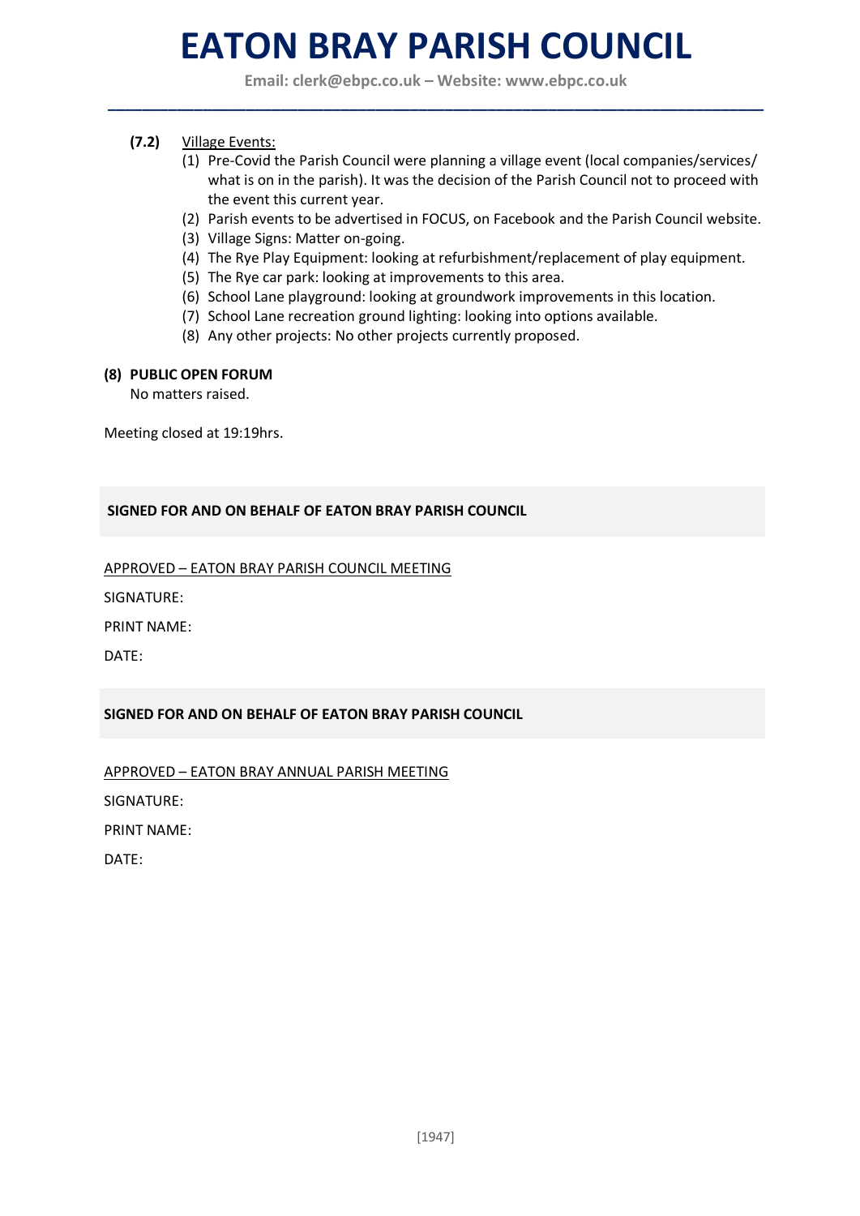**(7.2)** Village Events:

1. Pre-Covid the Parish Council were planning a village event (local companies/services/ what is on in the parish). It was the decision of the Parish Council not to proceed with the event this current year.
2. Parish events to be advertised in FOCUS, on Facebook and the Parish Council website.
3. Village Signs: Matter on-going.
4. The Rye Play Equipment: looking at refurbishment/replacement of play equipment.
5. The Rye car park: looking at improvements to this area.
6. School Lane playground: looking at groundwork improvements in this location.
7. School Lane recreation ground lighting: looking into options available.
8. Any other projects: No other projects currently proposed.

**(8) PUBLIC OPEN FORUM**

No matters raised.

Meeting closed at 19:19hrs.

**SIGNED FOR AND ON BEHALF OF EATON BRAY PARISH COUNCIL**

APPROVED – EATON BRAY PARISH COUNCIL MEETING

SIGNATURE:

PRINT NAME:

DATE:

**SIGNED FOR AND ON BEHALF OF EATON BRAY PARISH COUNCIL**

APPROVED – EATON BRAY ANNUAL PARISH MEETING

SIGNATURE:

PRINT NAME:

DATE: